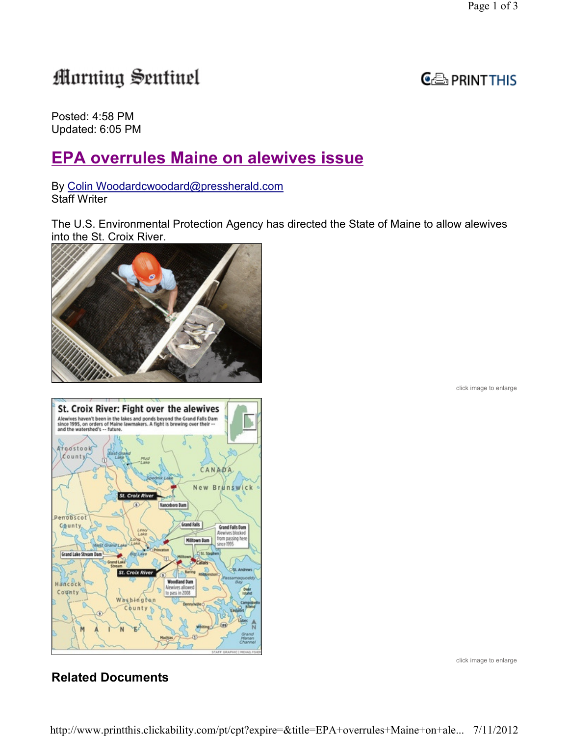Morning Sentinel

Posted: 4:58 PM
Updated: 6:05 PM

# EPA overrules Maine on alewives issue

By Colin Woodardcwoodard@pressherald.com
Staff Writer

The U.S. Environmental Protection Agency has directed the State of Maine to allow alewives into the St. Croix River.

click image to enlarge

click image to enlarge

## Related Documents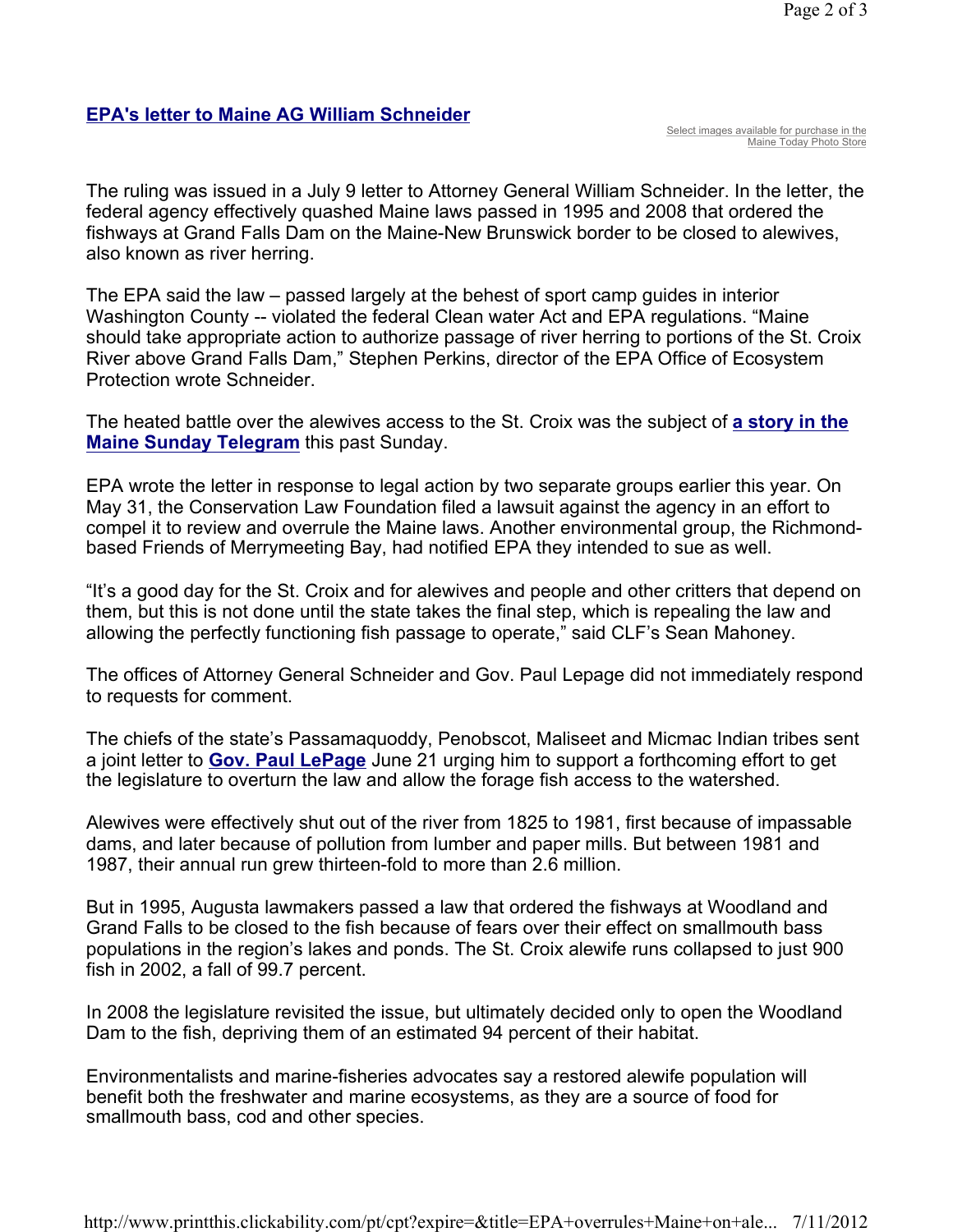**EPA's letter to Maine AG William Schneider**

Select images available for purchase in the Maine Today Photo Store

The ruling was issued in a July 9 letter to Attorney General William Schneider. In the letter, the federal agency effectively quashed Maine laws passed in 1995 and 2008 that ordered the fishways at Grand Falls Dam on the Maine-New Brunswick border to be closed to alewives, also known as river herring.

The EPA said the law – passed largely at the behest of sport camp guides in interior Washington County -- violated the federal Clean water Act and EPA regulations. “Maine should take appropriate action to authorize passage of river herring to portions of the St. Croix River above Grand Falls Dam,” Stephen Perkins, director of the EPA Office of Ecosystem Protection wrote Schneider.

The heated battle over the alewives access to the St. Croix was the subject of **a story in the Maine Sunday Telegram** this past Sunday.

EPA wrote the letter in response to legal action by two separate groups earlier this year. On May 31, the Conservation Law Foundation filed a lawsuit against the agency in an effort to compel it to review and overrule the Maine laws. Another environmental group, the Richmond-based Friends of Merrymeeting Bay, had notified EPA they intended to sue as well.

“It’s a good day for the St. Croix and for alewives and people and other critters that depend on them, but this is not done until the state takes the final step, which is repealing the law and allowing the perfectly functioning fish passage to operate,” said CLF’s Sean Mahoney.

The offices of Attorney General Schneider and Gov. Paul Lepage did not immediately respond to requests for comment.

The chiefs of the state’s Passamaquoddy, Penobscot, Maliseet and Micmac Indian tribes sent a joint letter to **Gov. Paul LePage** June 21 urging him to support a forthcoming effort to get the legislature to overturn the law and allow the forage fish access to the watershed.

Alewives were effectively shut out of the river from 1825 to 1981, first because of impassable dams, and later because of pollution from lumber and paper mills. But between 1981 and 1987, their annual run grew thirteen-fold to more than 2.6 million.

But in 1995, Augusta lawmakers passed a law that ordered the fishways at Woodland and Grand Falls to be closed to the fish because of fears over their effect on smallmouth bass populations in the region’s lakes and ponds. The St. Croix alewife runs collapsed to just 900 fish in 2002, a fall of 99.7 percent.

In 2008 the legislature revisited the issue, but ultimately decided only to open the Woodland Dam to the fish, depriving them of an estimated 94 percent of their habitat.

Environmentalists and marine-fisheries advocates say a restored alewife population will benefit both the freshwater and marine ecosystems, as they are a source of food for smallmouth bass, cod and other species.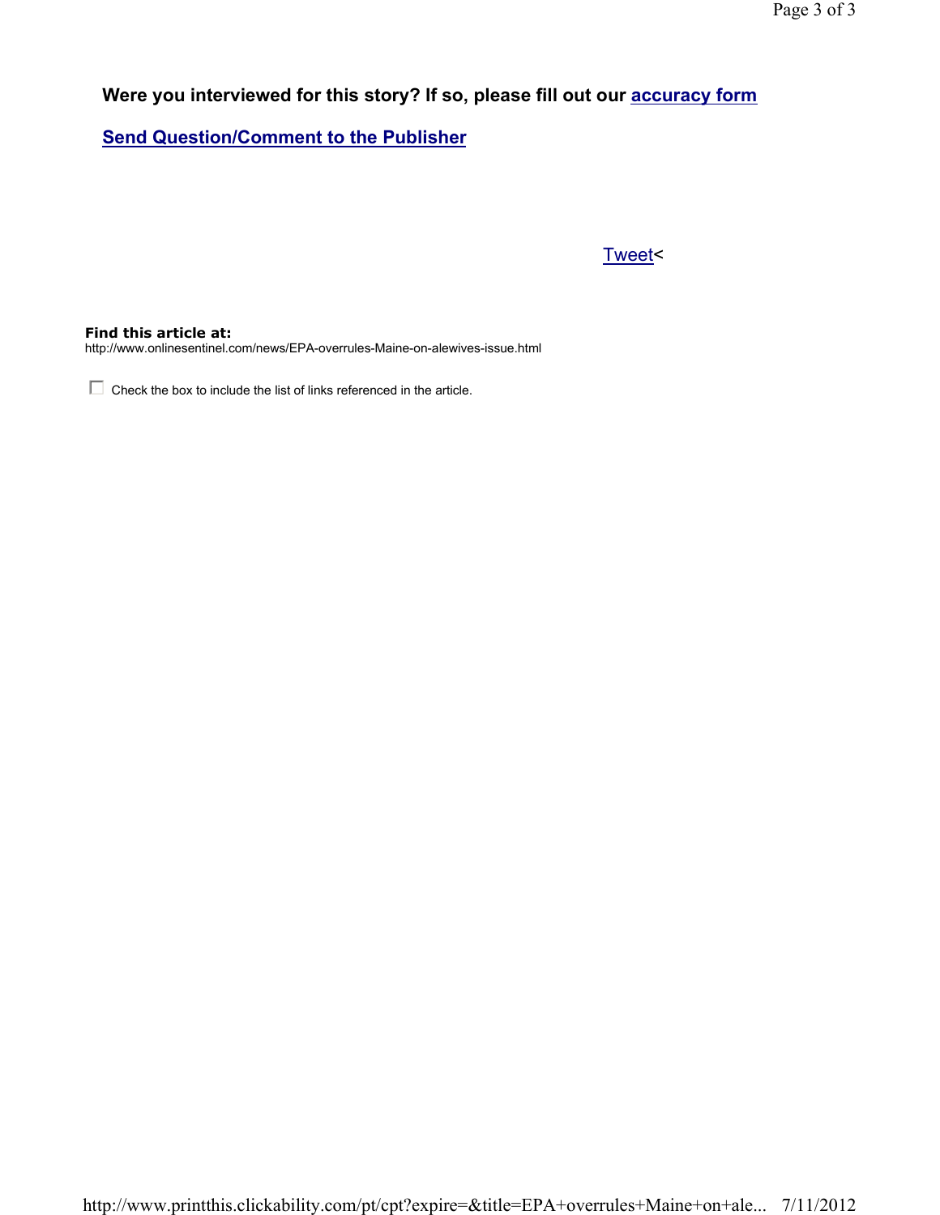**Were you interviewed for this story? If so, please fill out our accuracy form**

**Send Question/Comment to the Publisher**

Tweet<

**Find this article at:**
http://www.onlinesentinel.com/news/EPA-overrules-Maine-on-alewives-issue.html

☐ Check the box to include the list of links referenced in the article.